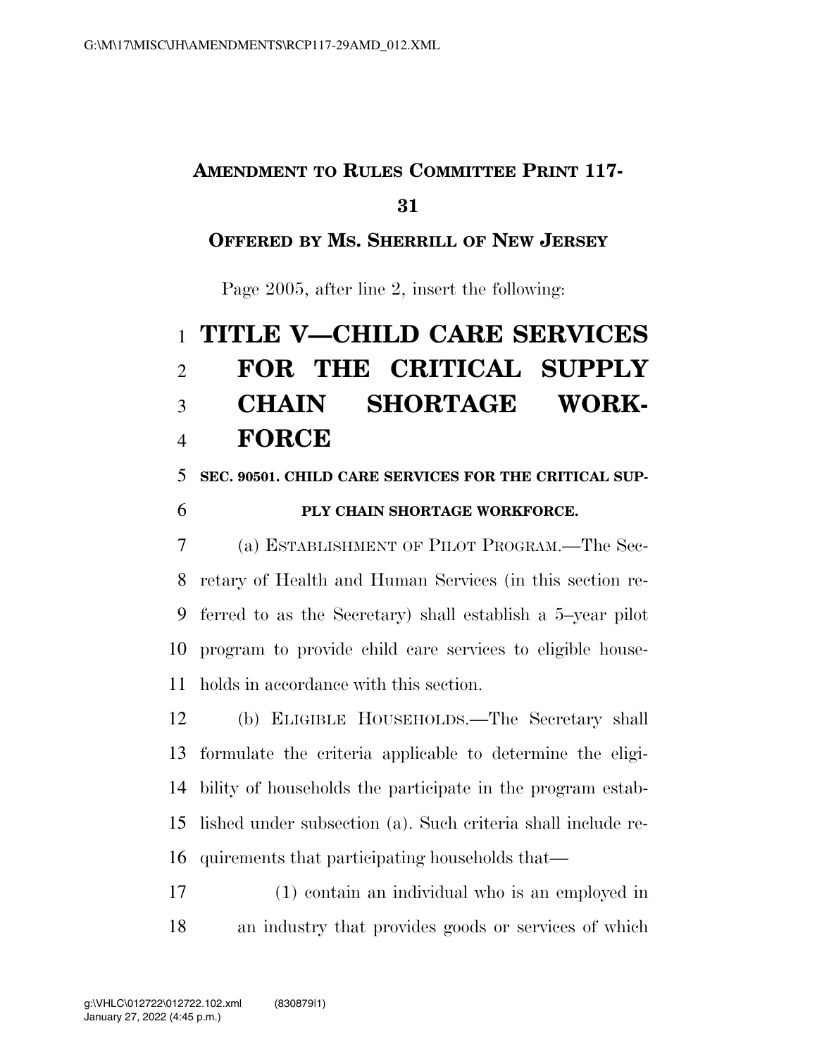**AMENDMENT TO RULES COMMITTEE PRINT 117-31**

**OFFERED BY MS. SHERRILL OF NEW JERSEY**

Page 2005, after line 2, insert the following:

# TITLE V—CHILD CARE SERVICES FOR THE CRITICAL SUPPLY CHAIN SHORTAGE WORKFORCE

**SEC. 90501. CHILD CARE SERVICES FOR THE CRITICAL SUPPLY CHAIN SHORTAGE WORKFORCE.**

(a) ESTABLISHMENT OF PILOT PROGRAM.—The Secretary of Health and Human Services (in this section referred to as the Secretary) shall establish a 5–year pilot program to provide child care services to eligible households in accordance with this section.

(b) ELIGIBLE HOUSEHOLDS.—The Secretary shall formulate the criteria applicable to determine the eligibility of households the participate in the program established under subsection (a). Such criteria shall include requirements that participating households that—

(1) contain an individual who is an employed in an industry that provides goods or services of which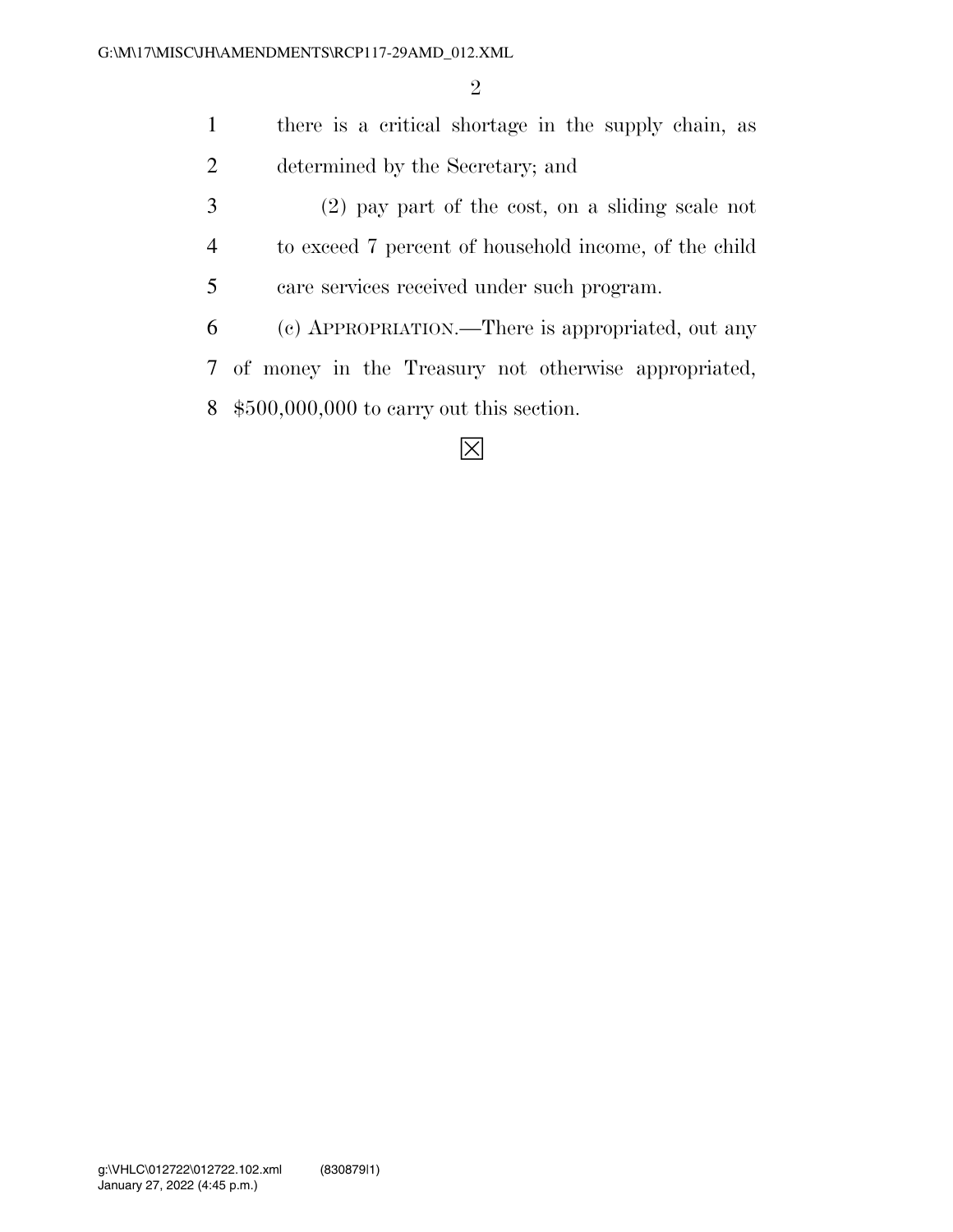there is a critical shortage in the supply chain, as determined by the Secretary; and

(2) pay part of the cost, on a sliding scale not to exceed 7 percent of household income, of the child care services received under such program.

(c) APPROPRIATION.—There is appropriated, out any of money in the Treasury not otherwise appropriated, $500,000,000 to carry out this section.

☒